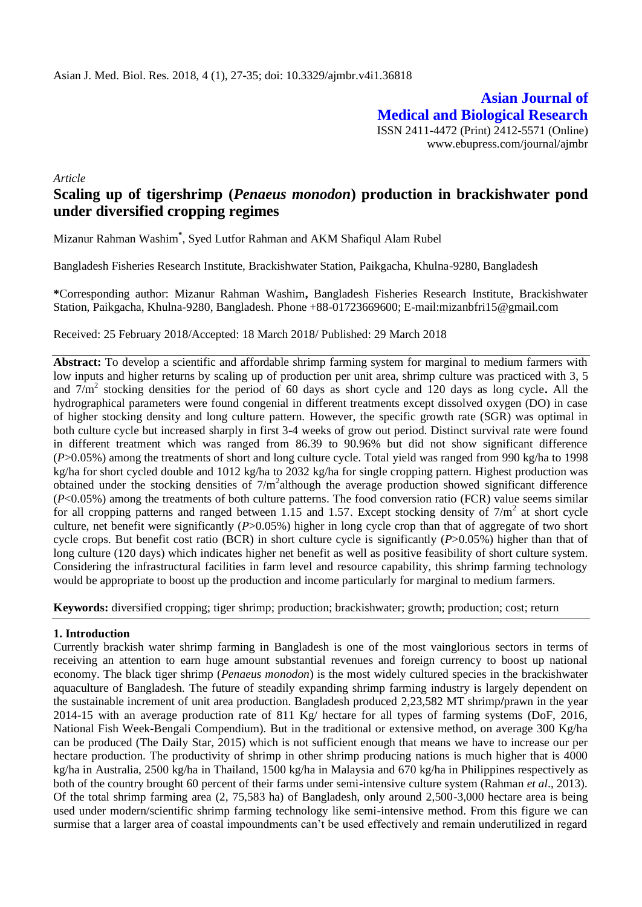Asian J. Med. Biol. Res. 2018, 4 (1), 27-35; doi: 10.3329/ajmbr.v4i1.36818

**Asian Journal of Medical and Biological Research**

ISSN 2411-4472 (Print) 2412-5571 (Online)
www.ebupress.com/journal/ajmbr

*Article*

# Scaling up of tigershrimp (*Penaeus monodon*) production in brackishwater pond under diversified cropping regimes

Mizanur Rahman Washim*, Syed Lutfor Rahman and AKM Shafiqul Alam Rubel

Bangladesh Fisheries Research Institute, Brackishwater Station, Paikgacha, Khulna-9280, Bangladesh

**\***Corresponding author: Mizanur Rahman Washim**,** Bangladesh Fisheries Research Institute, Brackishwater Station, Paikgacha, Khulna-9280, Bangladesh. Phone +88-01723669600; E-mail:mizanbfri15@gmail.com

Received: 25 February 2018/Accepted: 18 March 2018/ Published: 29 March 2018

**Abstract:** To develop a scientific and affordable shrimp farming system for marginal to medium farmers with low inputs and higher returns by scaling up of production per unit area, shrimp culture was practiced with 3, 5 and $7/m^2$ stocking densities for the period of 60 days as short cycle and 120 days as long cycle**.** All the hydrographical parameters were found congenial in different treatments except dissolved oxygen (DO) in case of higher stocking density and long culture pattern. However, the specific growth rate (SGR) was optimal in both culture cycle but increased sharply in first 3-4 weeks of grow out period. Distinct survival rate were found in different treatment which was ranged from 86.39 to 90.96% but did not show significant difference ($P$>0.05%) among the treatments of short and long culture cycle. Total yield was ranged from 990 kg/ha to 1998 kg/ha for short cycled double and 1012 kg/ha to 2032 kg/ha for single cropping pattern. Highest production was obtained under the stocking densities of $7/m^2$although the average production showed significant difference ($P$<0.05%) among the treatments of both culture patterns. The food conversion ratio (FCR) value seems similar for all cropping patterns and ranged between 1.15 and 1.57. Except stocking density of $7/m^2$ at short cycle culture, net benefit were significantly ($P$>0.05%) higher in long cycle crop than that of aggregate of two short cycle crops. But benefit cost ratio (BCR) in short culture cycle is significantly ($P$>0.05%) higher than that of long culture (120 days) which indicates higher net benefit as well as positive feasibility of short culture system. Considering the infrastructural facilities in farm level and resource capability, this shrimp farming technology would be appropriate to boost up the production and income particularly for marginal to medium farmers.

**Keywords:** diversified cropping; tiger shrimp; production; brackishwater; growth; production; cost; return

## 1. Introduction

Currently brackish water shrimp farming in Bangladesh is one of the most vainglorious sectors in terms of receiving an attention to earn huge amount substantial revenues and foreign currency to boost up national economy. The black tiger shrimp (*Penaeus monodon*) is the most widely cultured species in the brackishwater aquaculture of Bangladesh. The future of steadily expanding shrimp farming industry is largely dependent on the sustainable increment of unit area production. Bangladesh produced 2,23,582 MT shrimp/prawn in the year 2014-15 with an average production rate of 811 Kg/ hectare for all types of farming systems (DoF, 2016, National Fish Week-Bengali Compendium). But in the traditional or extensive method, on average 300 Kg/ha can be produced (The Daily Star, 2015) which is not sufficient enough that means we have to increase our per hectare production. The productivity of shrimp in other shrimp producing nations is much higher that is 4000 kg/ha in Australia, 2500 kg/ha in Thailand, 1500 kg/ha in Malaysia and 670 kg/ha in Philippines respectively as both of the country brought 60 percent of their farms under semi-intensive culture system (Rahman *et al*., 2013). Of the total shrimp farming area (2, 75,583 ha) of Bangladesh, only around 2,500-3,000 hectare area is being used under modern/scientific shrimp farming technology like semi-intensive method. From this figure we can surmise that a larger area of coastal impoundments can't be used effectively and remain underutilized in regard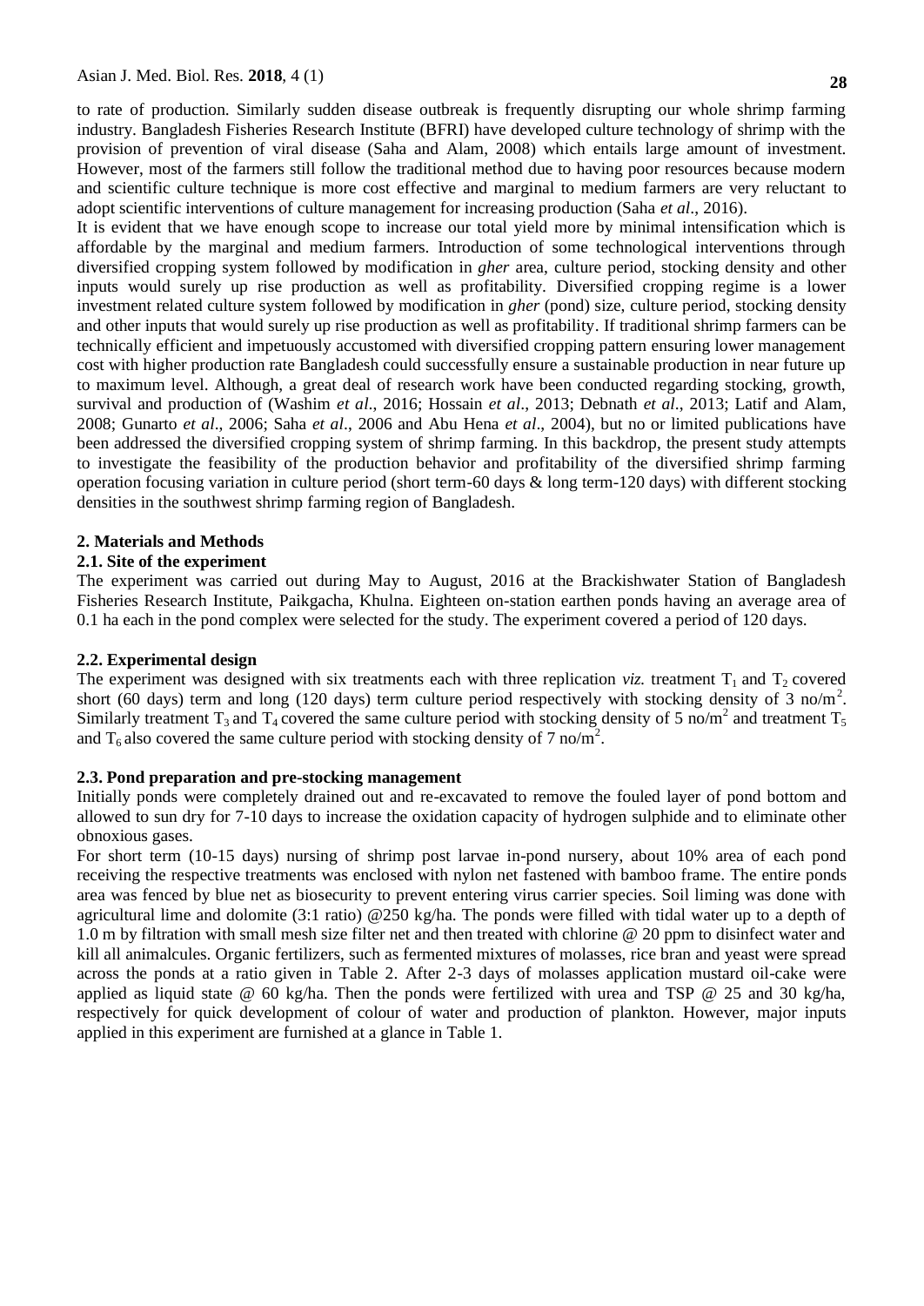to rate of production. Similarly sudden disease outbreak is frequently disrupting our whole shrimp farming industry. Bangladesh Fisheries Research Institute (BFRI) have developed culture technology of shrimp with the provision of prevention of viral disease (Saha and Alam, 2008) which entails large amount of investment. However, most of the farmers still follow the traditional method due to having poor resources because modern and scientific culture technique is more cost effective and marginal to medium farmers are very reluctant to adopt scientific interventions of culture management for increasing production (Saha *et al*., 2016).

It is evident that we have enough scope to increase our total yield more by minimal intensification which is affordable by the marginal and medium farmers. Introduction of some technological interventions through diversified cropping system followed by modification in *gher* area, culture period, stocking density and other inputs would surely up rise production as well as profitability. Diversified cropping regime is a lower investment related culture system followed by modification in *gher* (pond) size, culture period, stocking density and other inputs that would surely up rise production as well as profitability. If traditional shrimp farmers can be technically efficient and impetuously accustomed with diversified cropping pattern ensuring lower management cost with higher production rate Bangladesh could successfully ensure a sustainable production in near future up to maximum level. Although, a great deal of research work have been conducted regarding stocking, growth, survival and production of (Washim *et al*., 2016; Hossain *et al*., 2013; Debnath *et al*., 2013; Latif and Alam, 2008; Gunarto *et al*., 2006; Saha *et al*., 2006 and Abu Hena *et al*., 2004), but no or limited publications have been addressed the diversified cropping system of shrimp farming. In this backdrop, the present study attempts to investigate the feasibility of the production behavior and profitability of the diversified shrimp farming operation focusing variation in culture period (short term-60 days & long term-120 days) with different stocking densities in the southwest shrimp farming region of Bangladesh.

## 2. Materials and Methods

### 2.1. Site of the experiment

The experiment was carried out during May to August, 2016 at the Brackishwater Station of Bangladesh Fisheries Research Institute, Paikgacha, Khulna. Eighteen on-station earthen ponds having an average area of 0.1 ha each in the pond complex were selected for the study. The experiment covered a period of 120 days.

### 2.2. Experimental design

The experiment was designed with six treatments each with three replication *viz.* treatment $T_1$ and $T_2$ covered short (60 days) term and long (120 days) term culture period respectively with stocking density of 3 no/m$^2$. Similarly treatment $T_3$ and $T_4$ covered the same culture period with stocking density of 5 no/m$^2$ and treatment $T_5$ and $T_6$ also covered the same culture period with stocking density of 7 no/m$^2$.

### 2.3. Pond preparation and pre-stocking management

Initially ponds were completely drained out and re-excavated to remove the fouled layer of pond bottom and allowed to sun dry for 7-10 days to increase the oxidation capacity of hydrogen sulphide and to eliminate other obnoxious gases.

For short term (10-15 days) nursing of shrimp post larvae in-pond nursery, about 10% area of each pond receiving the respective treatments was enclosed with nylon net fastened with bamboo frame. The entire ponds area was fenced by blue net as biosecurity to prevent entering virus carrier species. Soil liming was done with agricultural lime and dolomite (3:1 ratio) @250 kg/ha. The ponds were filled with tidal water up to a depth of 1.0 m by filtration with small mesh size filter net and then treated with chlorine @ 20 ppm to disinfect water and kill all animalcules. Organic fertilizers, such as fermented mixtures of molasses, rice bran and yeast were spread across the ponds at a ratio given in Table 2. After 2-3 days of molasses application mustard oil-cake were applied as liquid state @ 60 kg/ha. Then the ponds were fertilized with urea and TSP @ 25 and 30 kg/ha, respectively for quick development of colour of water and production of plankton. However, major inputs applied in this experiment are furnished at a glance in Table 1.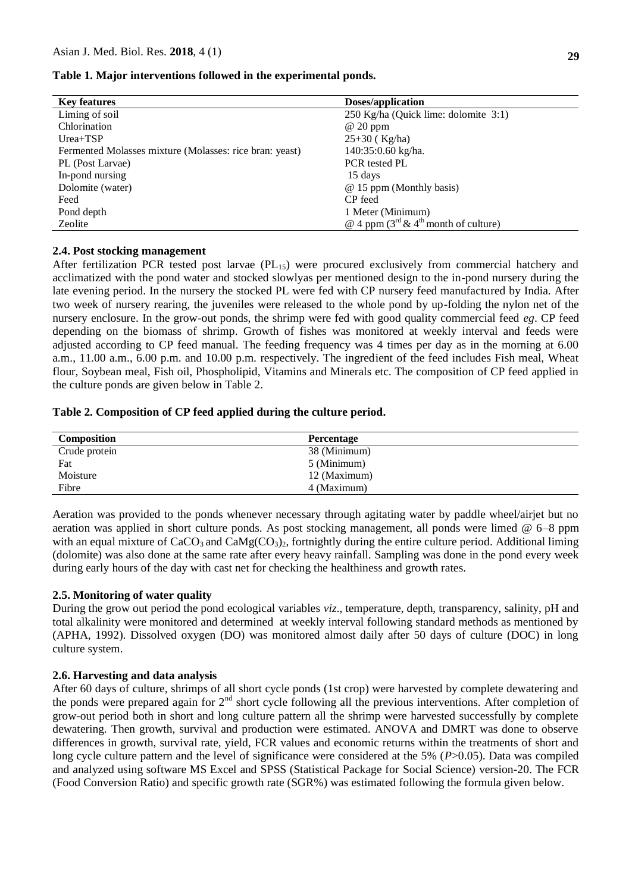**Table 1. Major interventions followed in the experimental ponds.**

| Key features | Doses/application |
| --- | --- |
| Liming of soil | 250 Kg/ha (Quick lime: dolomite 3:1) |
| Chlorination | @ 20 ppm |
| Urea+TSP | 25+30 ( Kg/ha) |
| Fermented Molasses mixture (Molasses: rice bran: yeast) | 140:35:0.60 kg/ha. |
| PL (Post Larvae) | PCR tested PL |
| In-pond nursing | 15 days |
| Dolomite (water) | @ 15 ppm (Monthly basis) |
| Feed | CP feed |
| Pond depth | 1 Meter (Minimum) |
| Zeolite | @ 4 ppm ($3^{rd}$ & $4^{th}$ month of culture) |

### 2.4. Post stocking management

After fertilization PCR tested post larvae ($PL_{15}$) were procured exclusively from commercial hatchery and acclimatized with the pond water and stocked slowlyas per mentioned design to the in-pond nursery during the late evening period. In the nursery the stocked PL were fed with CP nursery feed manufactured by India. After two week of nursery rearing, the juveniles were released to the whole pond by up-folding the nylon net of the nursery enclosure. In the grow-out ponds, the shrimp were fed with good quality commercial feed *eg*. CP feed depending on the biomass of shrimp. Growth of fishes was monitored at weekly interval and feeds were adjusted according to CP feed manual. The feeding frequency was 4 times per day as in the morning at 6.00 a.m., 11.00 a.m., 6.00 p.m. and 10.00 p.m. respectively. The ingredient of the feed includes Fish meal, Wheat flour, Soybean meal, Fish oil, Phospholipid, Vitamins and Minerals etc. The composition of CP feed applied in the culture ponds are given below in Table 2.

**Table 2. Composition of CP feed applied during the culture period.**

| Composition | Percentage |
| --- | --- |
| Crude protein | 38 (Minimum) |
| Fat | 5 (Minimum) |
| Moisture | 12 (Maximum) |
| Fibre | 4 (Maximum) |

Aeration was provided to the ponds whenever necessary through agitating water by paddle wheel/airjet but no aeration was applied in short culture ponds. As post stocking management, all ponds were limed @ 6–8 ppm with an equal mixture of $CaCO_3$ and $CaMg(CO_3)_2$, fortnightly during the entire culture period. Additional liming (dolomite) was also done at the same rate after every heavy rainfall. Sampling was done in the pond every week during early hours of the day with cast net for checking the healthiness and growth rates.

### 2.5. Monitoring of water quality

During the grow out period the pond ecological variables *viz*., temperature, depth, transparency, salinity, pH and total alkalinity were monitored and determined at weekly interval following standard methods as mentioned by (APHA, 1992). Dissolved oxygen (DO) was monitored almost daily after 50 days of culture (DOC) in long culture system.

### 2.6. Harvesting and data analysis

After 60 days of culture, shrimps of all short cycle ponds (1st crop) were harvested by complete dewatering and the ponds were prepared again for $2^{nd}$ short cycle following all the previous interventions. After completion of grow-out period both in short and long culture pattern all the shrimp were harvested successfully by complete dewatering. Then growth, survival and production were estimated. ANOVA and DMRT was done to observe differences in growth, survival rate, yield, FCR values and economic returns within the treatments of short and long cycle culture pattern and the level of significance were considered at the 5% ($P>0.05$). Data was compiled and analyzed using software MS Excel and SPSS (Statistical Package for Social Science) version-20. The FCR (Food Conversion Ratio) and specific growth rate (SGR%) was estimated following the formula given below.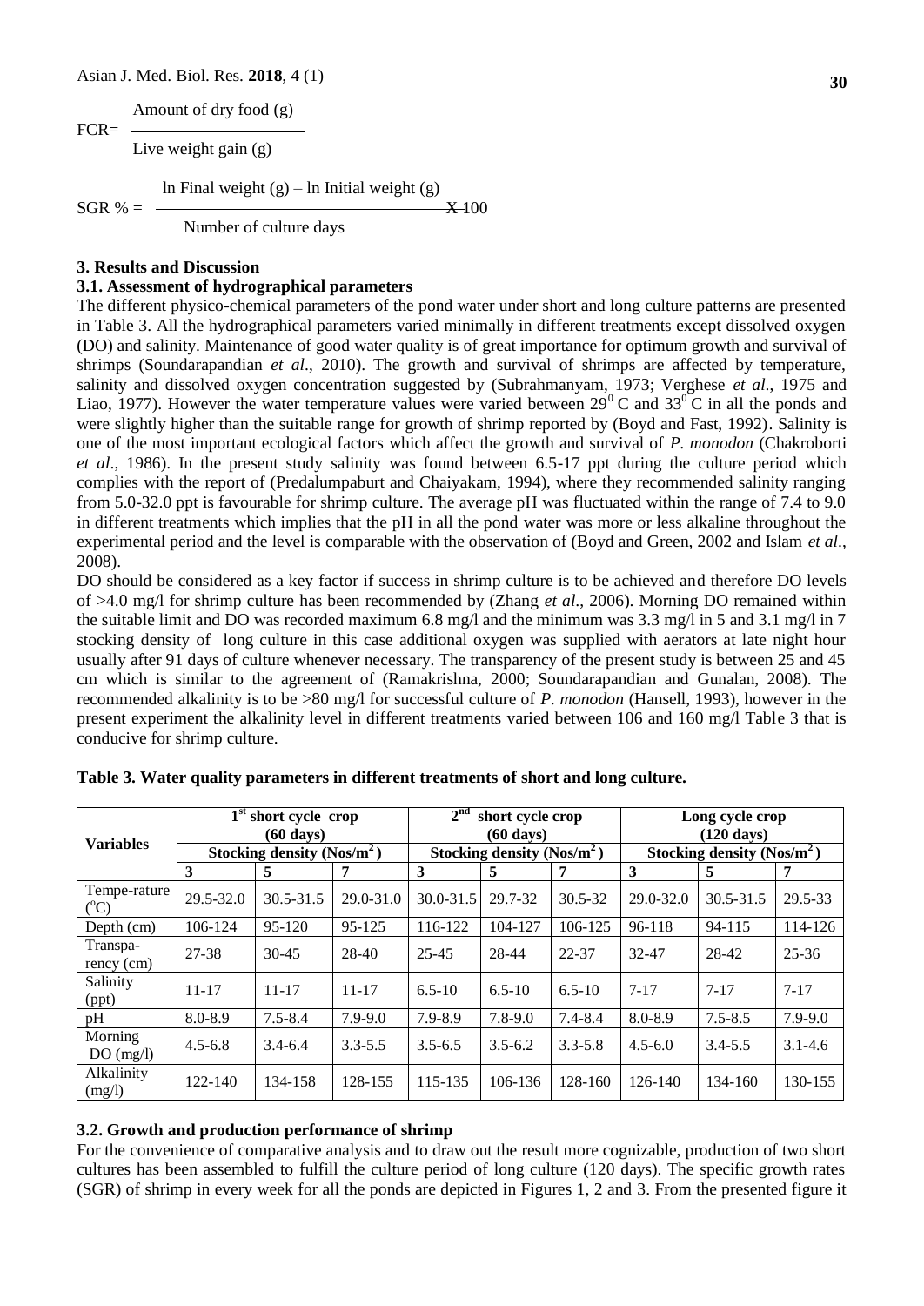$$FCR = \frac{\text{Amount of dry food (g)}}{\text{Live weight gain (g)}}$$

$$SGR\ \% = \frac{\ln \text{Final weight (g)} - \ln \text{Initial weight (g)}}{\text{Number of culture days}} \times 100$$

## 3. Results and Discussion

### 3.1. Assessment of hydrographical parameters

The different physico-chemical parameters of the pond water under short and long culture patterns are presented in Table 3. All the hydrographical parameters varied minimally in different treatments except dissolved oxygen (DO) and salinity. Maintenance of good water quality is of great importance for optimum growth and survival of shrimps (Soundarapandian *et al*., 2010). The growth and survival of shrimps are affected by temperature, salinity and dissolved oxygen concentration suggested by (Subrahmanyam, 1973; Verghese *et al*., 1975 and Liao, 1977). However the water temperature values were varied between $29^0$ C and $33^0$ C in all the ponds and were slightly higher than the suitable range for growth of shrimp reported by (Boyd and Fast, 1992). Salinity is one of the most important ecological factors which affect the growth and survival of *P. monodon* (Chakroborti *et al*., 1986). In the present study salinity was found between 6.5-17 ppt during the culture period which complies with the report of (Predalumpaburt and Chaiyakam, 1994), where they recommended salinity ranging from 5.0-32.0 ppt is favourable for shrimp culture. The average pH was fluctuated within the range of 7.4 to 9.0 in different treatments which implies that the pH in all the pond water was more or less alkaline throughout the experimental period and the level is comparable with the observation of (Boyd and Green, 2002 and Islam *et al*., 2008).

DO should be considered as a key factor if success in shrimp culture is to be achieved and therefore DO levels of >4.0 mg/l for shrimp culture has been recommended by (Zhang *et al*., 2006). Morning DO remained within the suitable limit and DO was recorded maximum 6.8 mg/l and the minimum was 3.3 mg/l in 5 and 3.1 mg/l in 7 stocking density of long culture in this case additional oxygen was supplied with aerators at late night hour usually after 91 days of culture whenever necessary. The transparency of the present study is between 25 and 45 cm which is similar to the agreement of (Ramakrishna, 2000; Soundarapandian and Gunalan, 2008). The recommended alkalinity is to be >80 mg/l for successful culture of *P. monodon* (Hansell, 1993), however in the present experiment the alkalinity level in different treatments varied between 106 and 160 mg/l Table 3 that is conducive for shrimp culture.

**Table 3. Water quality parameters in different treatments of short and long culture.**

| Variables | 1st short cycle crop (60 days) | | | 2nd short cycle crop (60 days) | | | Long cycle crop (120 days) | | |
|---|---|---|---|---|---|---|---|---|---|
| | Stocking density (Nos/m$^2$) | | | Stocking density (Nos/m$^2$) | | | Stocking density (Nos/m$^2$) | | |
| | 3 | 5 | 7 | 3 | 5 | 7 | 3 | 5 | 7 |
| Tempe-rature ($^o$C) | 29.5-32.0 | 30.5-31.5 | 29.0-31.0 | 30.0-31.5 | 29.7-32 | 30.5-32 | 29.0-32.0 | 30.5-31.5 | 29.5-33 |
| Depth (cm) | 106-124 | 95-120 | 95-125 | 116-122 | 104-127 | 106-125 | 96-118 | 94-115 | 114-126 |
| Transpa-rency (cm) | 27-38 | 30-45 | 28-40 | 25-45 | 28-44 | 22-37 | 32-47 | 28-42 | 25-36 |
| Salinity (ppt) | 11-17 | 11-17 | 11-17 | 6.5-10 | 6.5-10 | 6.5-10 | 7-17 | 7-17 | 7-17 |
| pH | 8.0-8.9 | 7.5-8.4 | 7.9-9.0 | 7.9-8.9 | 7.8-9.0 | 7.4-8.4 | 8.0-8.9 | 7.5-8.5 | 7.9-9.0 |
| Morning DO (mg/l) | 4.5-6.8 | 3.4-6.4 | 3.3-5.5 | 3.5-6.5 | 3.5-6.2 | 3.3-5.8 | 4.5-6.0 | 3.4-5.5 | 3.1-4.6 |
| Alkalinity (mg/l) | 122-140 | 134-158 | 128-155 | 115-135 | 106-136 | 128-160 | 126-140 | 134-160 | 130-155 |

### 3.2. Growth and production performance of shrimp

For the convenience of comparative analysis and to draw out the result more cognizable, production of two short cultures has been assembled to fulfill the culture period of long culture (120 days). The specific growth rates (SGR) of shrimp in every week for all the ponds are depicted in Figures 1, 2 and 3. From the presented figure it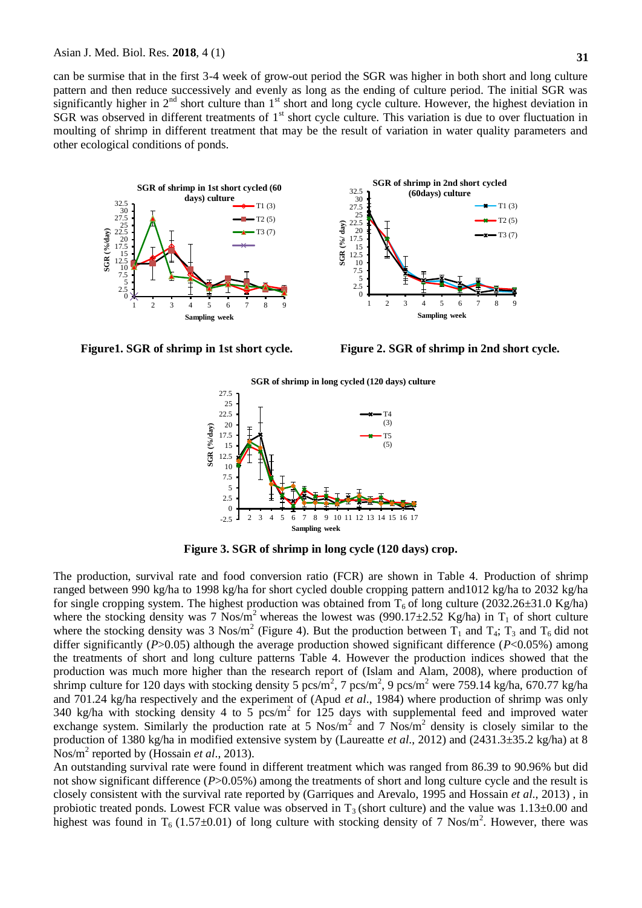can be surmise that in the first 3-4 week of grow-out period the SGR was higher in both short and long culture pattern and then reduce successively and evenly as long as the ending of culture period. The initial SGR was significantly higher in 2nd short culture than 1st short and long cycle culture. However, the highest deviation in SGR was observed in different treatments of 1st short cycle culture. This variation is due to over fluctuation in moulting of shrimp in different treatment that may be the result of variation in water quality parameters and other ecological conditions of ponds.

**Figure1. SGR of shrimp in 1st short cycle.**

**Figure 2. SGR of shrimp in 2nd short cycle.**

**Figure 3. SGR of shrimp in long cycle (120 days) crop.**

The production, survival rate and food conversion ratio (FCR) are shown in Table 4. Production of shrimp ranged between 990 kg/ha to 1998 kg/ha for short cycled double cropping pattern and1012 kg/ha to 2032 kg/ha for single cropping system. The highest production was obtained from $T_6$ of long culture (2032.26±31.0 Kg/ha) where the stocking density was 7 Nos/m$^2$ whereas the lowest was (990.17±2.52 Kg/ha) in $T_1$ of short culture where the stocking density was 3 Nos/m$^2$ (Figure 4). But the production between $T_1$ and $T_4$; $T_3$ and $T_6$ did not differ significantly ($P$>0.05) although the average production showed significant difference ($P$<0.05%) among the treatments of short and long culture patterns Table 4. However the production indices showed that the production was much more higher than the research report of (Islam and Alam, 2008), where production of shrimp culture for 120 days with stocking density 5 pcs/m$^2$, 7 pcs/m$^2$, 9 pcs/m$^2$ were 759.14 kg/ha, 670.77 kg/ha and 701.24 kg/ha respectively and the experiment of (Apud *et al*., 1984) where production of shrimp was only 340 kg/ha with stocking density 4 to 5 pcs/m$^2$ for 125 days with supplemental feed and improved water exchange system. Similarly the production rate at 5 Nos/m$^2$ and 7 Nos/m$^2$ density is closely similar to the production of 1380 kg/ha in modified extensive system by (Laureatte *et al*., 2012) and (2431.3±35.2 kg/ha) at 8 Nos/m$^2$ reported by (Hossain *et al*., 2013).

An outstanding survival rate were found in different treatment which was ranged from 86.39 to 90.96% but did not show significant difference ($P$>0.05%) among the treatments of short and long culture cycle and the result is closely consistent with the survival rate reported by (Garriques and Arevalo, 1995 and Hossain *et al*., 2013) , in probiotic treated ponds. Lowest FCR value was observed in $T_3$ (short culture) and the value was 1.13±0.00 and highest was found in $T_6$ (1.57±0.01) of long culture with stocking density of 7 Nos/m$^2$. However, there was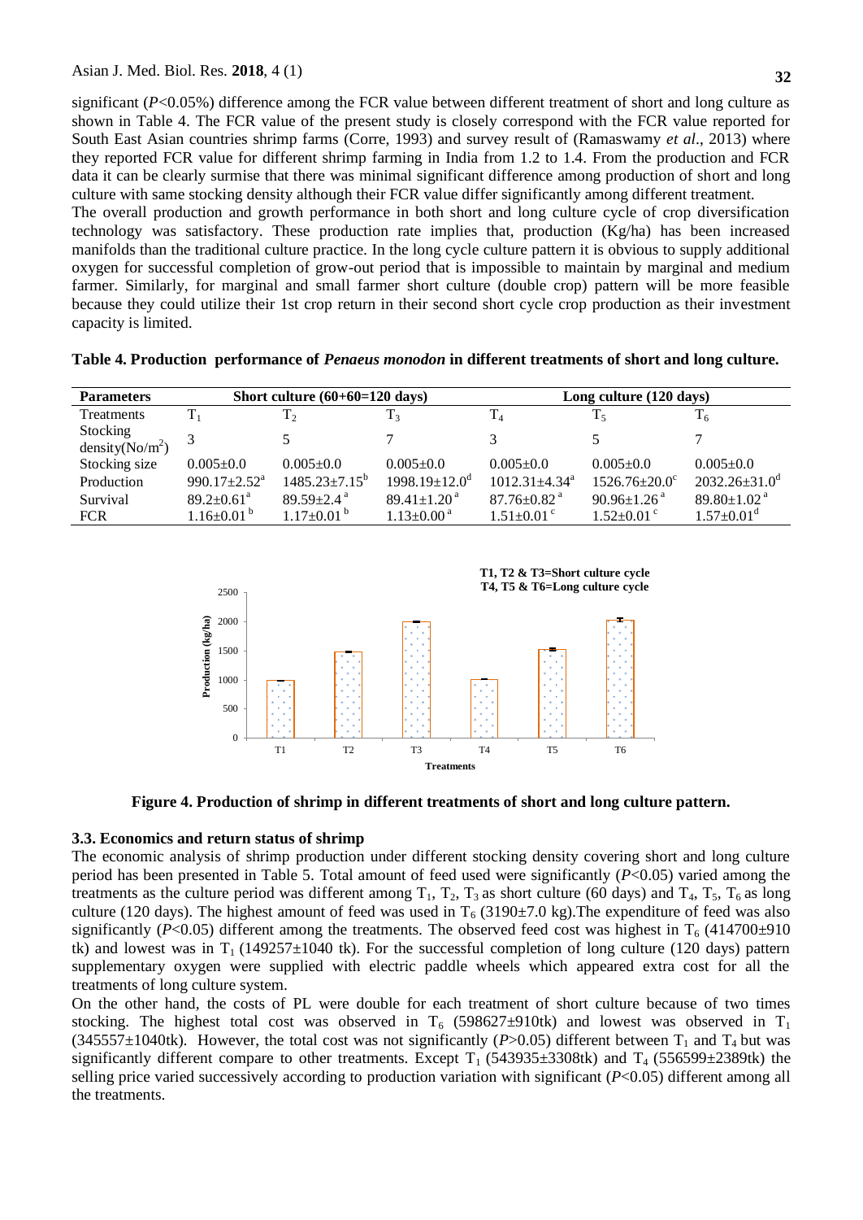significant ($P$<0.05%) difference among the FCR value between different treatment of short and long culture as shown in Table 4. The FCR value of the present study is closely correspond with the FCR value reported for South East Asian countries shrimp farms (Corre, 1993) and survey result of (Ramaswamy *et al*., 2013) where they reported FCR value for different shrimp farming in India from 1.2 to 1.4. From the production and FCR data it can be clearly surmise that there was minimal significant difference among production of short and long culture with same stocking density although their FCR value differ significantly among different treatment.

The overall production and growth performance in both short and long culture cycle of crop diversification technology was satisfactory. These production rate implies that, production (Kg/ha) has been increased manifolds than the traditional culture practice. In the long cycle culture pattern it is obvious to supply additional oxygen for successful completion of grow-out period that is impossible to maintain by marginal and medium farmer. Similarly, for marginal and small farmer short culture (double crop) pattern will be more feasible because they could utilize their 1st crop return in their second short cycle crop production as their investment capacity is limited.

**Table 4. Production performance of *Penaeus monodon* in different treatments of short and long culture.**

| Parameters | Short culture (60+60=120 days) | | | Long culture (120 days) | | |
|---|---|---|---|---|---|---|
| Treatments | $T_1$ | $T_2$ | $T_3$ | $T_4$ | $T_5$ | $T_6$ |
| Stocking density(No/m$^2$) | 3 | 5 | 7 | 3 | 5 | 7 |
| Stocking size | 0.005±0.0 | 0.005±0.0 | 0.005±0.0 | 0.005±0.0 | 0.005±0.0 | 0.005±0.0 |
| Production | 990.17±2.52$^a$ | 1485.23±7.15$^b$ | 1998.19±12.0$^d$ | 1012.31±4.34$^a$ | 1526.76±20.0$^c$ | 2032.26±31.0$^d$ |
| Survival | 89.2±0.61$^a$ | 89.59±2.4$^a$ | 89.41±1.20$^a$ | 87.76±0.82$^a$ | 90.96±1.26$^a$ | 89.80±1.02$^a$ |
| FCR | 1.16±0.01$^b$ | 1.17±0.01$^b$ | 1.13±0.00$^a$ | 1.51±0.01$^c$ | 1.52±0.01$^c$ | 1.57±0.01$^d$ |

**Figure 4. Production of shrimp in different treatments of short and long culture pattern.**

### 3.3. Economics and return status of shrimp

The economic analysis of shrimp production under different stocking density covering short and long culture period has been presented in Table 5. Total amount of feed used were significantly ($P$<0.05) varied among the treatments as the culture period was different among $T_1$, $T_2$, $T_3$ as short culture (60 days) and $T_4$, $T_5$, $T_6$ as long culture (120 days). The highest amount of feed was used in $T_6$ (3190±7.0 kg).The expenditure of feed was also significantly ($P$<0.05) different among the treatments. The observed feed cost was highest in $T_6$ (414700±910 tk) and lowest was in $T_1$ (149257±1040 tk). For the successful completion of long culture (120 days) pattern supplementary oxygen were supplied with electric paddle wheels which appeared extra cost for all the treatments of long culture system.

On the other hand, the costs of PL were double for each treatment of short culture because of two times stocking. The highest total cost was observed in $T_6$ (598627±910tk) and lowest was observed in $T_1$ (345557±1040tk). However, the total cost was not significantly ($P$>0.05) different between $T_1$ and $T_4$ but was significantly different compare to other treatments. Except $T_1$ (543935±3308tk) and $T_4$ (556599±2389tk) the selling price varied successively according to production variation with significant ($P$<0.05) different among all the treatments.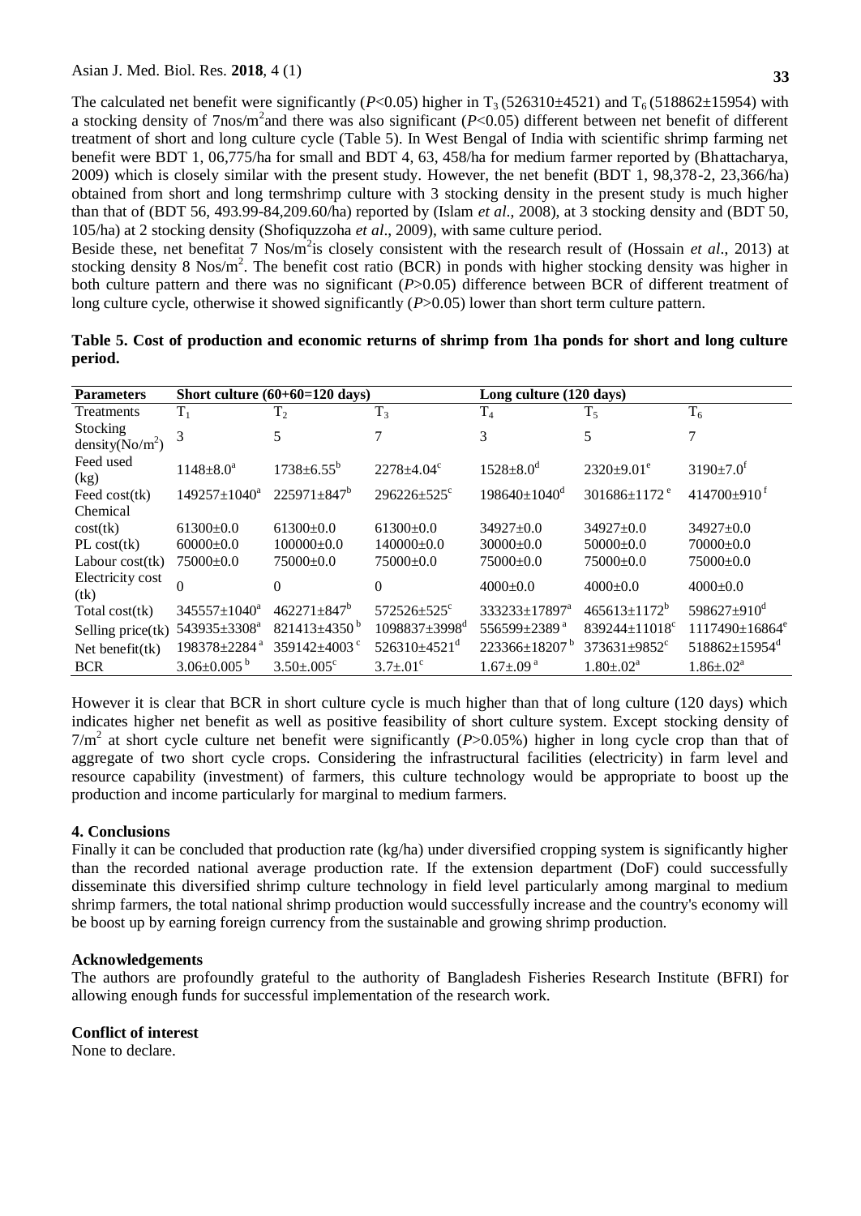The calculated net benefit were significantly ($P$<0.05) higher in $T_3$ (526310±4521) and $T_6$ (518862±15954) with a stocking density of 7nos/m$^2$and there was also significant ($P$<0.05) different between net benefit of different treatment of short and long culture cycle (Table 5). In West Bengal of India with scientific shrimp farming net benefit were BDT 1, 06,775/ha for small and BDT 4, 63, 458/ha for medium farmer reported by (Bhattacharya, 2009) which is closely similar with the present study. However, the net benefit (BDT 1, 98,378-2, 23,366/ha) obtained from short and long termshrimp culture with 3 stocking density in the present study is much higher than that of (BDT 56, 493.99-84,209.60/ha) reported by (Islam *et al*., 2008), at 3 stocking density and (BDT 50, 105/ha) at 2 stocking density (Shofiquzzoha *et al*., 2009), with same culture period.

Beside these, net benefitat 7 Nos/m$^2$is closely consistent with the research result of (Hossain *et al*., 2013) at stocking density 8 Nos/m$^2$. The benefit cost ratio (BCR) in ponds with higher stocking density was higher in both culture pattern and there was no significant ($P$>0.05) difference between BCR of different treatment of long culture cycle, otherwise it showed significantly ($P$>0.05) lower than short term culture pattern.

**Table 5. Cost of production and economic returns of shrimp from 1ha ponds for short and long culture period.**

| Parameters | Short culture (60+60=120 days) | | | Long culture (120 days) | | |
|---|---|---|---|---|---|---|
| Treatments | $T_1$ | $T_2$ | $T_3$ | $T_4$ | $T_5$ | $T_6$ |
| Stocking density(No/m$^2$) | 3 | 5 | 7 | 3 | 5 | 7 |
| Feed used (kg) | 1148±8.0$^a$ | 1738±6.55$^b$ | 2278±4.04$^c$ | 1528±8.0$^d$ | 2320±9.01$^e$ | 3190±7.0$^f$ |
| Feed cost(tk) | 149257±1040$^a$ | 225971±847$^b$ | 296226±525$^c$ | 198640±1040$^d$ | 301686±1172$^e$ | 414700±910$^f$ |
| Chemical cost(tk) | 61300±0.0 | 61300±0.0 | 61300±0.0 | 34927±0.0 | 34927±0.0 | 34927±0.0 |
| PL cost(tk) | 60000±0.0 | 100000±0.0 | 140000±0.0 | 30000±0.0 | 50000±0.0 | 70000±0.0 |
| Labour cost(tk) | 75000±0.0 | 75000±0.0 | 75000±0.0 | 75000±0.0 | 75000±0.0 | 75000±0.0 |
| Electricity cost (tk) | 0 | 0 | 0 | 4000±0.0 | 4000±0.0 | 4000±0.0 |
| Total cost(tk) | 345557±1040$^a$ | 462271±847$^b$ | 572526±525$^c$ | 333233±17897$^a$ | 465613±1172$^b$ | 598627±910$^d$ |
| Selling price(tk) | 543935±3308$^a$ | 821413±4350$^b$ | 1098837±3998$^d$ | 556599±2389$^a$ | 839244±11018$^c$ | 1117490±16864$^e$ |
| Net benefit(tk) | 198378±2284$^a$ | 359142±4003$^c$ | 526310±4521$^d$ | 223366±18207$^b$ | 373631±9852$^c$ | 518862±15954$^d$ |
| BCR | 3.06±0.005$^b$ | 3.50±.005$^c$ | 3.7±.01$^c$ | 1.67±.09$^a$ | 1.80±.02$^a$ | 1.86±.02$^a$ |

However it is clear that BCR in short culture cycle is much higher than that of long culture (120 days) which indicates higher net benefit as well as positive feasibility of short culture system. Except stocking density of 7/m$^2$ at short cycle culture net benefit were significantly ($P$>0.05%) higher in long cycle crop than that of aggregate of two short cycle crops. Considering the infrastructural facilities (electricity) in farm level and resource capability (investment) of farmers, this culture technology would be appropriate to boost up the production and income particularly for marginal to medium farmers.

## 4. Conclusions

Finally it can be concluded that production rate (kg/ha) under diversified cropping system is significantly higher than the recorded national average production rate. If the extension department (DoF) could successfully disseminate this diversified shrimp culture technology in field level particularly among marginal to medium shrimp farmers, the total national shrimp production would successfully increase and the country's economy will be boost up by earning foreign currency from the sustainable and growing shrimp production.

## Acknowledgements

The authors are profoundly grateful to the authority of Bangladesh Fisheries Research Institute (BFRI) for allowing enough funds for successful implementation of the research work.

## Conflict of interest

None to declare.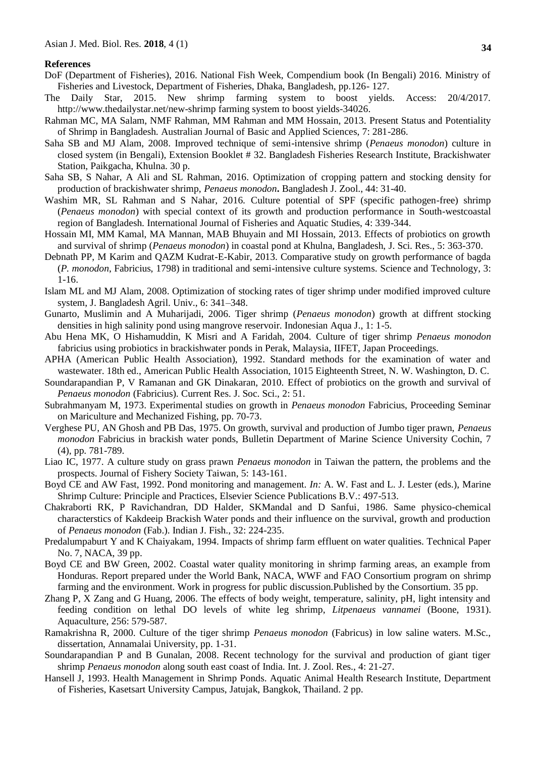**References**

DoF (Department of Fisheries), 2016. National Fish Week, Compendium book (In Bengali) 2016. Ministry of Fisheries and Livestock, Department of Fisheries, Dhaka, Bangladesh, pp.126- 127.

The Daily Star, 2015. New shrimp farming system to boost yields. Access: 20/4/2017. http://www.thedailystar.net/new-shrimp farming system to boost yields-34026.

Rahman MC, MA Salam, NMF Rahman, MM Rahman and MM Hossain, 2013. Present Status and Potentiality of Shrimp in Bangladesh. Australian Journal of Basic and Applied Sciences, 7: 281-286.

Saha SB and MJ Alam, 2008. Improved technique of semi-intensive shrimp (*Penaeus monodon*) culture in closed system (in Bengali), Extension Booklet # 32. Bangladesh Fisheries Research Institute, Brackishwater Station, Paikgacha, Khulna. 30 p.

Saha SB, S Nahar, A Ali and SL Rahman, 2016. Optimization of cropping pattern and stocking density for production of brackishwater shrimp, *Penaeus monodon***.** Bangladesh J. Zool., 44: 31-40.

Washim MR, SL Rahman and S Nahar, 2016. Culture potential of SPF (specific pathogen-free) shrimp (*Penaeus monodon*) with special context of its growth and production performance in South-westcoastal region of Bangladesh. International Journal of Fisheries and Aquatic Studies, 4: 339-344.

Hossain MI, MM Kamal, MA Mannan, MAB Bhuyain and MI Hossain, 2013. Effects of probiotics on growth and survival of shrimp (*Penaeus monodon*) in coastal pond at Khulna, Bangladesh, J. Sci. Res., 5: 363-370.

Debnath PP, M Karim and QAZM Kudrat-E-Kabir, 2013. Comparative study on growth performance of bagda (*P. monodon*, Fabricius, 1798) in traditional and semi-intensive culture systems. Science and Technology, 3: 1-16.

Islam ML and MJ Alam, 2008. Optimization of stocking rates of tiger shrimp under modified improved culture system, J. Bangladesh Agril. Univ., 6: 341–348.

Gunarto, Muslimin and A Muharijadi, 2006. Tiger shrimp (*Penaeus monodon*) growth at diffrent stocking densities in high salinity pond using mangrove reservoir. Indonesian Aqua J., 1: 1-5.

Abu Hena MK, O Hishamuddin, K Misri and A Faridah, 2004. Culture of tiger shrimp *Penaeus monodon* fabricius using probiotics in brackishwater ponds in Perak, Malaysia, IIFET, Japan Proceedings.

APHA (American Public Health Association), 1992. Standard methods for the examination of water and wastewater. 18th ed., American Public Health Association, 1015 Eighteenth Street, N. W. Washington, D. C.

Soundarapandian P, V Ramanan and GK Dinakaran, 2010. Effect of probiotics on the growth and survival of *Penaeus monodon* (Fabricius). Current Res. J. Soc. Sci., 2: 51.

Subrahmanyam M, 1973. Experimental studies on growth in *Penaeus monodon* Fabricius, Proceeding Seminar on Mariculture and Mechanized Fishing, pp. 70-73.

Verghese PU, AN Ghosh and PB Das, 1975. On growth, survival and production of Jumbo tiger prawn, *Penaeus monodon* Fabricius in brackish water ponds, Bulletin Department of Marine Science University Cochin, 7 (4), pp. 781-789.

Liao IC, 1977. A culture study on grass prawn *Penaeus monodon* in Taiwan the pattern, the problems and the prospects. Journal of Fishery Society Taiwan, 5: 143-161.

Boyd CE and AW Fast, 1992. Pond monitoring and management. *In:* A. W. Fast and L. J. Lester (eds.), Marine Shrimp Culture: Principle and Practices, Elsevier Science Publications B.V.: 497-513.

Chakraborti RK, P Ravichandran, DD Halder, SKMandal and D Sanfui, 1986. Same physico-chemical characterstics of Kakdeeip Brackish Water ponds and their influence on the survival, growth and production of *Penaeus monodon* (Fab.). Indian J. Fish., 32: 224-235.

Predalumpaburt Y and K Chaiyakam, 1994. Impacts of shrimp farm effluent on water qualities. Technical Paper No. 7, NACA, 39 pp.

Boyd CE and BW Green, 2002. Coastal water quality monitoring in shrimp farming areas, an example from Honduras. Report prepared under the World Bank, NACA, WWF and FAO Consortium program on shrimp farming and the environment. Work in progress for public discussion.Published by the Consortium. 35 pp.

Zhang P, X Zang and G Huang, 2006. The effects of body weight, temperature, salinity, pH, light intensity and feeding condition on lethal DO levels of white leg shrimp, *Litpenaeus vannamei* (Boone, 1931). Aquaculture, 256: 579-587.

Ramakrishna R, 2000. Culture of the tiger shrimp *Penaeus monodon* (Fabricus) in low saline waters. M.Sc., dissertation, Annamalai University, pp. 1-31.

Soundarapandian P and B Gunalan, 2008. Recent technology for the survival and production of giant tiger shrimp *Penaeus monodon* along south east coast of India. Int. J. Zool. Res., 4: 21-27.

Hansell J, 1993. Health Management in Shrimp Ponds. Aquatic Animal Health Research Institute, Department of Fisheries, Kasetsart University Campus, Jatujak, Bangkok, Thailand. 2 pp.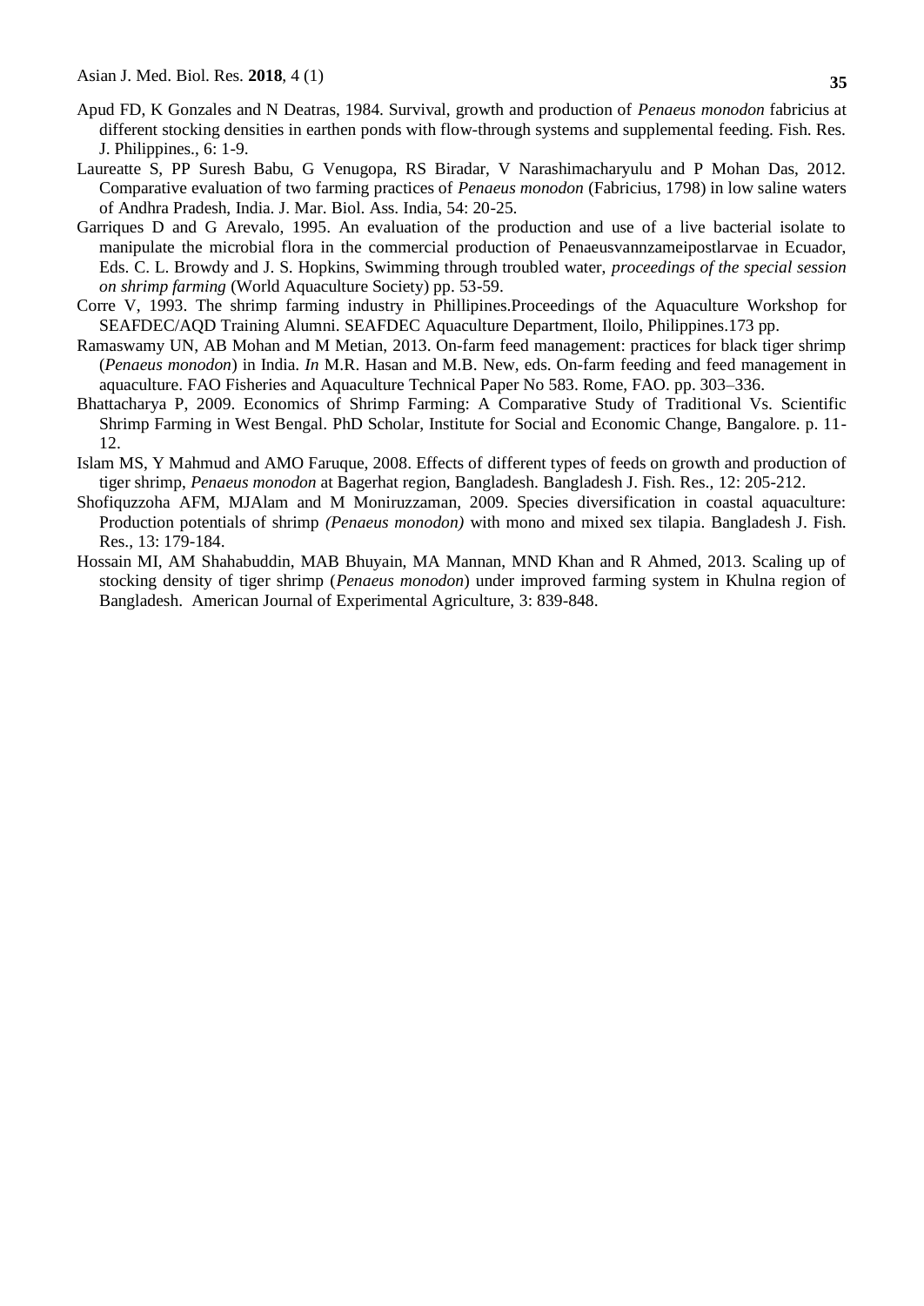Apud FD, K Gonzales and N Deatras, 1984. Survival, growth and production of *Penaeus monodon* fabricius at different stocking densities in earthen ponds with flow-through systems and supplemental feeding. Fish. Res. J. Philippines., 6: 1-9.

Laureatte S, PP Suresh Babu, G Venugopa, RS Biradar, V Narashimacharyulu and P Mohan Das, 2012. Comparative evaluation of two farming practices of *Penaeus monodon* (Fabricius, 1798) in low saline waters of Andhra Pradesh, India. J. Mar. Biol. Ass. India, 54: 20-25.

Garriques D and G Arevalo, 1995. An evaluation of the production and use of a live bacterial isolate to manipulate the microbial flora in the commercial production of Penaeusvannzameipostlarvae in Ecuador, Eds. C. L. Browdy and J. S. Hopkins, Swimming through troubled water, *proceedings of the special session on shrimp farming* (World Aquaculture Society) pp. 53-59.

Corre V, 1993. The shrimp farming industry in Phillipines.Proceedings of the Aquaculture Workshop for SEAFDEC/AQD Training Alumni. SEAFDEC Aquaculture Department, Iloilo, Philippines.173 pp.

Ramaswamy UN, AB Mohan and M Metian, 2013. On-farm feed management: practices for black tiger shrimp (*Penaeus monodon*) in India. *In* M.R. Hasan and M.B. New, eds. On-farm feeding and feed management in aquaculture. FAO Fisheries and Aquaculture Technical Paper No 583. Rome, FAO. pp. 303–336.

Bhattacharya P, 2009. Economics of Shrimp Farming: A Comparative Study of Traditional Vs. Scientific Shrimp Farming in West Bengal. PhD Scholar, Institute for Social and Economic Change, Bangalore. p. 11-12.

Islam MS, Y Mahmud and AMO Faruque, 2008. Effects of different types of feeds on growth and production of tiger shrimp, *Penaeus monodon* at Bagerhat region, Bangladesh. Bangladesh J. Fish. Res., 12: 205-212.

Shofiquzzoha AFM, MJAlam and M Moniruzzaman, 2009. Species diversification in coastal aquaculture: Production potentials of shrimp *(Penaeus monodon)* with mono and mixed sex tilapia. Bangladesh J. Fish. Res., 13: 179-184.

Hossain MI, AM Shahabuddin, MAB Bhuyain, MA Mannan, MND Khan and R Ahmed, 2013. Scaling up of stocking density of tiger shrimp (*Penaeus monodon*) under improved farming system in Khulna region of Bangladesh. American Journal of Experimental Agriculture, 3: 839-848.